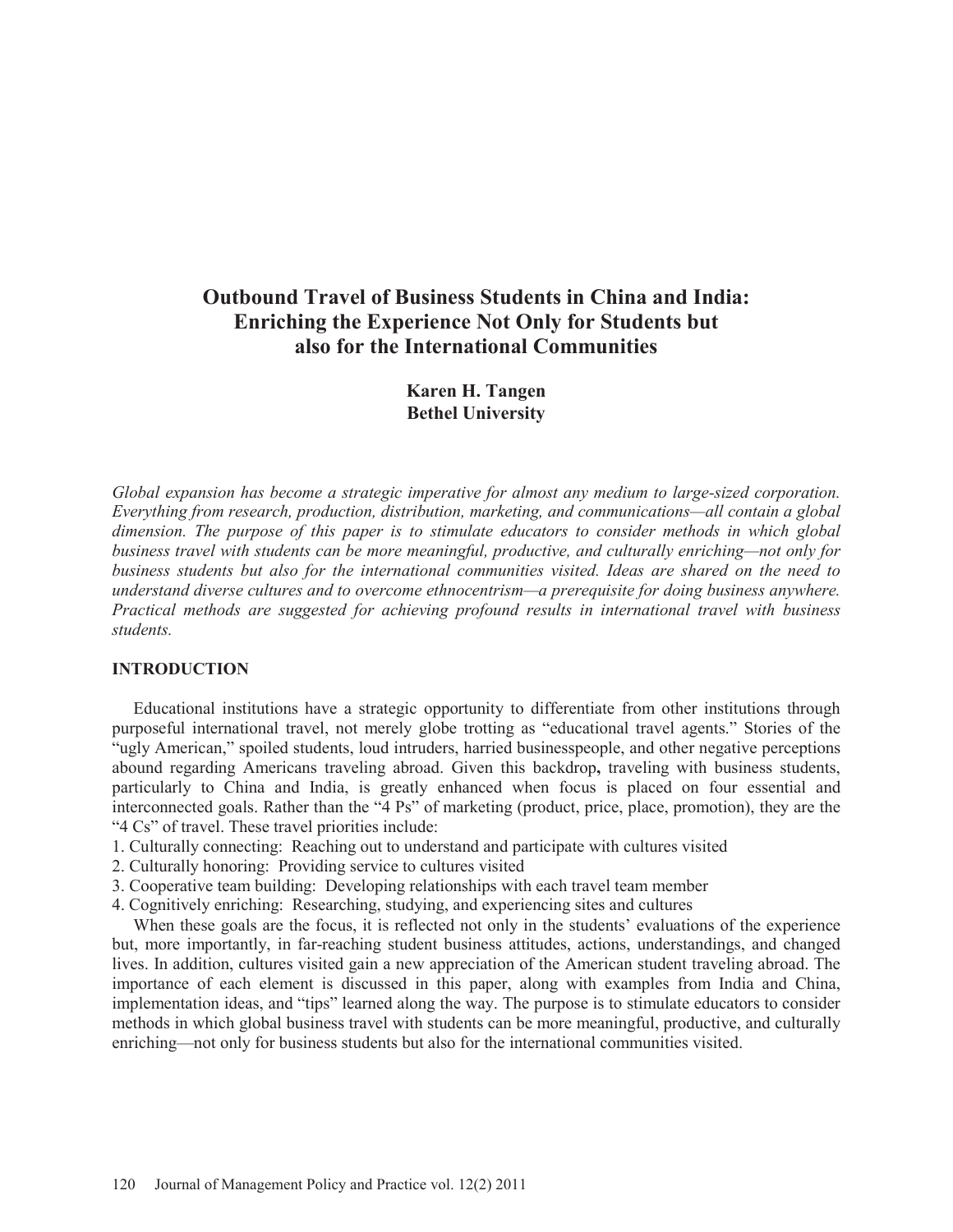# Outbound Travel of Business Students in China and India: Enriching the Experience Not Only for Students but also for the International Communities

**Karen H. Tangen**
**Bethel University**

*Global expansion has become a strategic imperative for almost any medium to large-sized corporation. Everything from research, production, distribution, marketing, and communications—all contain a global dimension. The purpose of this paper is to stimulate educators to consider methods in which global business travel with students can be more meaningful, productive, and culturally enriching—not only for business students but also for the international communities visited. Ideas are shared on the need to understand diverse cultures and to overcome ethnocentrism—a prerequisite for doing business anywhere. Practical methods are suggested for achieving profound results in international travel with business students.*

## INTRODUCTION

Educational institutions have a strategic opportunity to differentiate from other institutions through purposeful international travel, not merely globe trotting as "educational travel agents." Stories of the "ugly American," spoiled students, loud intruders, harried businesspeople, and other negative perceptions abound regarding Americans traveling abroad. Given this backdrop**,** traveling with business students, particularly to China and India, is greatly enhanced when focus is placed on four essential and interconnected goals. Rather than the "4 Ps" of marketing (product, price, place, promotion), they are the "4 Cs" of travel. These travel priorities include:

1. Culturally connecting: Reaching out to understand and participate with cultures visited
2. Culturally honoring: Providing service to cultures visited
3. Cooperative team building: Developing relationships with each travel team member
4. Cognitively enriching: Researching, studying, and experiencing sites and cultures

When these goals are the focus, it is reflected not only in the students' evaluations of the experience but, more importantly, in far-reaching student business attitudes, actions, understandings, and changed lives. In addition, cultures visited gain a new appreciation of the American student traveling abroad. The importance of each element is discussed in this paper, along with examples from India and China, implementation ideas, and "tips" learned along the way. The purpose is to stimulate educators to consider methods in which global business travel with students can be more meaningful, productive, and culturally enriching—not only for business students but also for the international communities visited.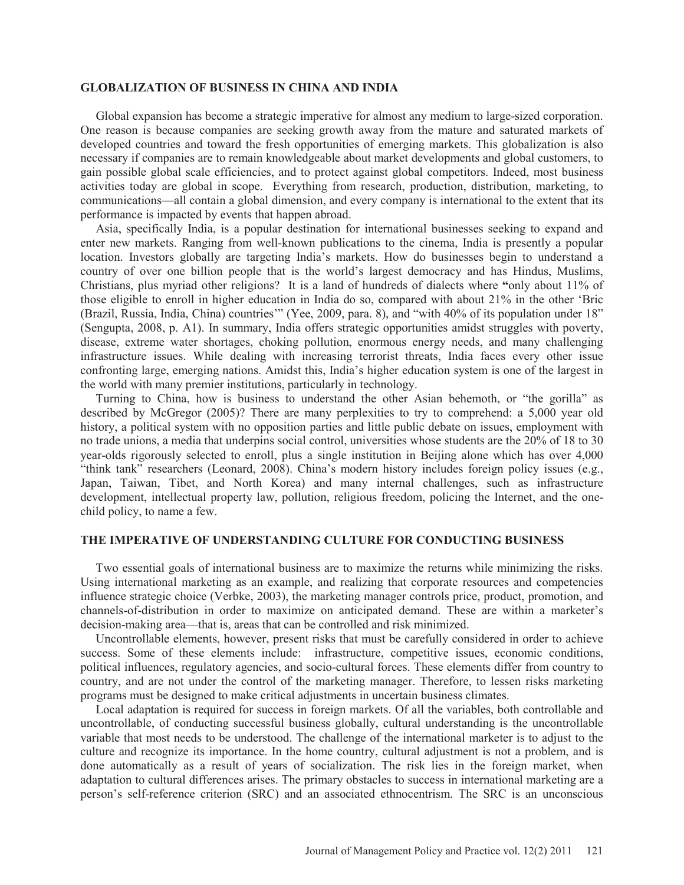## GLOBALIZATION OF BUSINESS IN CHINA AND INDIA

Global expansion has become a strategic imperative for almost any medium to large-sized corporation. One reason is because companies are seeking growth away from the mature and saturated markets of developed countries and toward the fresh opportunities of emerging markets. This globalization is also necessary if companies are to remain knowledgeable about market developments and global customers, to gain possible global scale efficiencies, and to protect against global competitors. Indeed, most business activities today are global in scope. Everything from research, production, distribution, marketing, to communications—all contain a global dimension, and every company is international to the extent that its performance is impacted by events that happen abroad.

Asia, specifically India, is a popular destination for international businesses seeking to expand and enter new markets. Ranging from well-known publications to the cinema, India is presently a popular location. Investors globally are targeting India's markets. How do businesses begin to understand a country of over one billion people that is the world's largest democracy and has Hindus, Muslims, Christians, plus myriad other religions? It is a land of hundreds of dialects where **"**only about 11% of those eligible to enroll in higher education in India do so, compared with about 21% in the other 'Bric (Brazil, Russia, India, China) countries'" (Yee, 2009, para. 8), and "with 40% of its population under 18" (Sengupta, 2008, p. A1). In summary, India offers strategic opportunities amidst struggles with poverty, disease, extreme water shortages, choking pollution, enormous energy needs, and many challenging infrastructure issues. While dealing with increasing terrorist threats, India faces every other issue confronting large, emerging nations. Amidst this, India's higher education system is one of the largest in the world with many premier institutions, particularly in technology.

Turning to China, how is business to understand the other Asian behemoth, or "the gorilla" as described by McGregor (2005)? There are many perplexities to try to comprehend: a 5,000 year old history, a political system with no opposition parties and little public debate on issues, employment with no trade unions, a media that underpins social control, universities whose students are the 20% of 18 to 30 year-olds rigorously selected to enroll, plus a single institution in Beijing alone which has over 4,000 "think tank" researchers (Leonard, 2008). China's modern history includes foreign policy issues (e.g., Japan, Taiwan, Tibet, and North Korea) and many internal challenges, such as infrastructure development, intellectual property law, pollution, religious freedom, policing the Internet, and the one-child policy, to name a few.

## THE IMPERATIVE OF UNDERSTANDING CULTURE FOR CONDUCTING BUSINESS

Two essential goals of international business are to maximize the returns while minimizing the risks. Using international marketing as an example, and realizing that corporate resources and competencies influence strategic choice (Verbke, 2003), the marketing manager controls price, product, promotion, and channels-of-distribution in order to maximize on anticipated demand. These are within a marketer's decision-making area—that is, areas that can be controlled and risk minimized.

Uncontrollable elements, however, present risks that must be carefully considered in order to achieve success. Some of these elements include: infrastructure, competitive issues, economic conditions, political influences, regulatory agencies, and socio-cultural forces. These elements differ from country to country, and are not under the control of the marketing manager. Therefore, to lessen risks marketing programs must be designed to make critical adjustments in uncertain business climates.

Local adaptation is required for success in foreign markets. Of all the variables, both controllable and uncontrollable, of conducting successful business globally, cultural understanding is the uncontrollable variable that most needs to be understood. The challenge of the international marketer is to adjust to the culture and recognize its importance. In the home country, cultural adjustment is not a problem, and is done automatically as a result of years of socialization. The risk lies in the foreign market, when adaptation to cultural differences arises. The primary obstacles to success in international marketing are a person's self-reference criterion (SRC) and an associated ethnocentrism. The SRC is an unconscious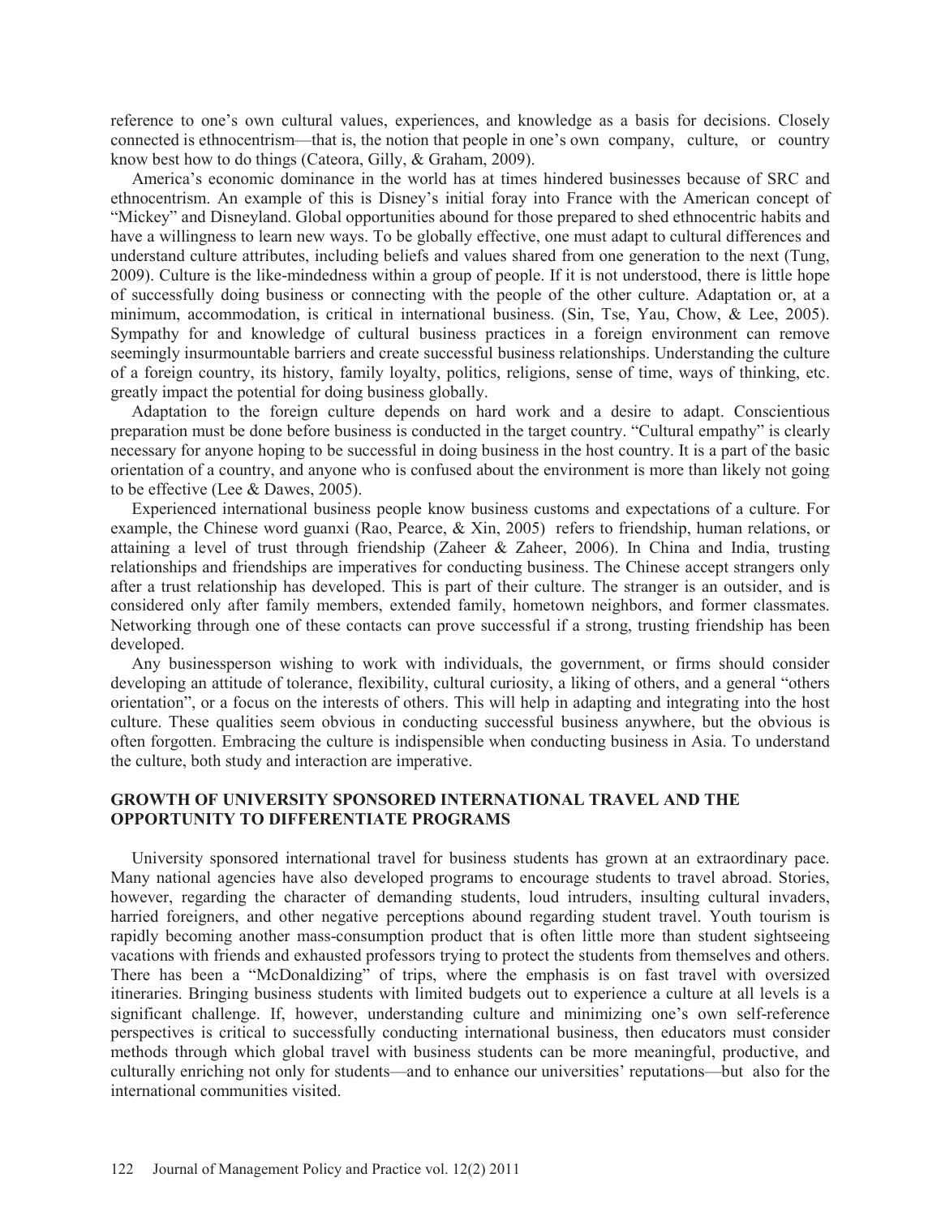reference to one's own cultural values, experiences, and knowledge as a basis for decisions. Closely connected is ethnocentrism—that is, the notion that people in one's own company, culture, or country know best how to do things (Cateora, Gilly, & Graham, 2009).

America's economic dominance in the world has at times hindered businesses because of SRC and ethnocentrism. An example of this is Disney's initial foray into France with the American concept of "Mickey" and Disneyland. Global opportunities abound for those prepared to shed ethnocentric habits and have a willingness to learn new ways. To be globally effective, one must adapt to cultural differences and understand culture attributes, including beliefs and values shared from one generation to the next (Tung, 2009). Culture is the like-mindedness within a group of people. If it is not understood, there is little hope of successfully doing business or connecting with the people of the other culture. Adaptation or, at a minimum, accommodation, is critical in international business. (Sin, Tse, Yau, Chow, & Lee, 2005). Sympathy for and knowledge of cultural business practices in a foreign environment can remove seemingly insurmountable barriers and create successful business relationships. Understanding the culture of a foreign country, its history, family loyalty, politics, religions, sense of time, ways of thinking, etc. greatly impact the potential for doing business globally.

Adaptation to the foreign culture depends on hard work and a desire to adapt. Conscientious preparation must be done before business is conducted in the target country. "Cultural empathy" is clearly necessary for anyone hoping to be successful in doing business in the host country. It is a part of the basic orientation of a country, and anyone who is confused about the environment is more than likely not going to be effective (Lee & Dawes, 2005).

Experienced international business people know business customs and expectations of a culture. For example, the Chinese word guanxi (Rao, Pearce, & Xin, 2005) refers to friendship, human relations, or attaining a level of trust through friendship (Zaheer & Zaheer, 2006). In China and India, trusting relationships and friendships are imperatives for conducting business. The Chinese accept strangers only after a trust relationship has developed. This is part of their culture. The stranger is an outsider, and is considered only after family members, extended family, hometown neighbors, and former classmates. Networking through one of these contacts can prove successful if a strong, trusting friendship has been developed.

Any businessperson wishing to work with individuals, the government, or firms should consider developing an attitude of tolerance, flexibility, cultural curiosity, a liking of others, and a general "others orientation", or a focus on the interests of others. This will help in adapting and integrating into the host culture. These qualities seem obvious in conducting successful business anywhere, but the obvious is often forgotten. Embracing the culture is indispensible when conducting business in Asia. To understand the culture, both study and interaction are imperative.

## GROWTH OF UNIVERSITY SPONSORED INTERNATIONAL TRAVEL AND THE OPPORTUNITY TO DIFFERENTIATE PROGRAMS

University sponsored international travel for business students has grown at an extraordinary pace. Many national agencies have also developed programs to encourage students to travel abroad. Stories, however, regarding the character of demanding students, loud intruders, insulting cultural invaders, harried foreigners, and other negative perceptions abound regarding student travel. Youth tourism is rapidly becoming another mass-consumption product that is often little more than student sightseeing vacations with friends and exhausted professors trying to protect the students from themselves and others. There has been a "McDonaldizing" of trips, where the emphasis is on fast travel with oversized itineraries. Bringing business students with limited budgets out to experience a culture at all levels is a significant challenge. If, however, understanding culture and minimizing one's own self-reference perspectives is critical to successfully conducting international business, then educators must consider methods through which global travel with business students can be more meaningful, productive, and culturally enriching not only for students—and to enhance our universities' reputations—but also for the international communities visited.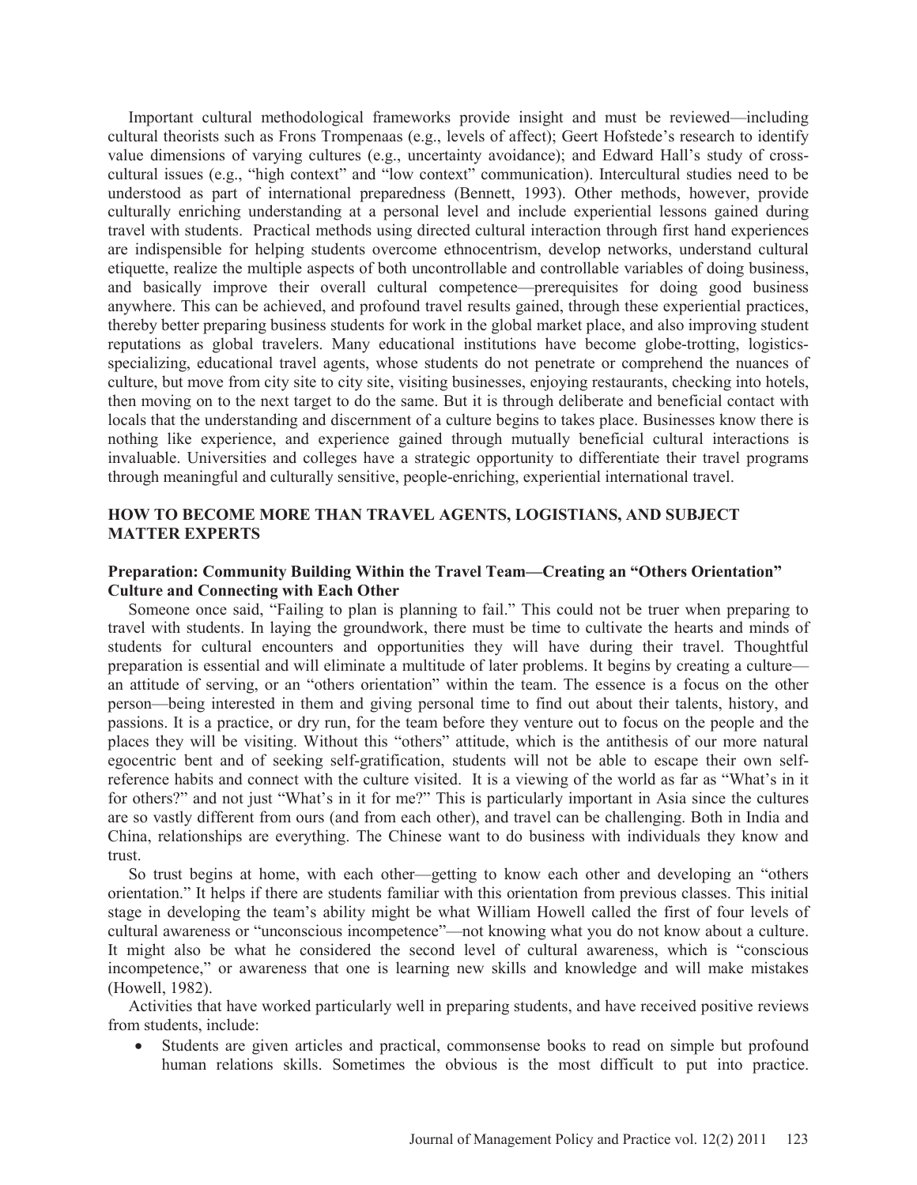Important cultural methodological frameworks provide insight and must be reviewed—including cultural theorists such as Frons Trompenaas (e.g., levels of affect); Geert Hofstede's research to identify value dimensions of varying cultures (e.g., uncertainty avoidance); and Edward Hall's study of cross-cultural issues (e.g., "high context" and "low context" communication). Intercultural studies need to be understood as part of international preparedness (Bennett, 1993). Other methods, however, provide culturally enriching understanding at a personal level and include experiential lessons gained during travel with students. Practical methods using directed cultural interaction through first hand experiences are indispensible for helping students overcome ethnocentrism, develop networks, understand cultural etiquette, realize the multiple aspects of both uncontrollable and controllable variables of doing business, and basically improve their overall cultural competence—prerequisites for doing good business anywhere. This can be achieved, and profound travel results gained, through these experiential practices, thereby better preparing business students for work in the global market place, and also improving student reputations as global travelers. Many educational institutions have become globe-trotting, logistics-specializing, educational travel agents, whose students do not penetrate or comprehend the nuances of culture, but move from city site to city site, visiting businesses, enjoying restaurants, checking into hotels, then moving on to the next target to do the same. But it is through deliberate and beneficial contact with locals that the understanding and discernment of a culture begins to takes place. Businesses know there is nothing like experience, and experience gained through mutually beneficial cultural interactions is invaluable. Universities and colleges have a strategic opportunity to differentiate their travel programs through meaningful and culturally sensitive, people-enriching, experiential international travel.

## HOW TO BECOME MORE THAN TRAVEL AGENTS, LOGISTIANS, AND SUBJECT MATTER EXPERTS

### Preparation: Community Building Within the Travel Team—Creating an "Others Orientation" Culture and Connecting with Each Other

Someone once said, "Failing to plan is planning to fail." This could not be truer when preparing to travel with students. In laying the groundwork, there must be time to cultivate the hearts and minds of students for cultural encounters and opportunities they will have during their travel. Thoughtful preparation is essential and will eliminate a multitude of later problems. It begins by creating a culture—an attitude of serving, or an "others orientation" within the team. The essence is a focus on the other person—being interested in them and giving personal time to find out about their talents, history, and passions. It is a practice, or dry run, for the team before they venture out to focus on the people and the places they will be visiting. Without this "others" attitude, which is the antithesis of our more natural egocentric bent and of seeking self-gratification, students will not be able to escape their own self-reference habits and connect with the culture visited. It is a viewing of the world as far as "What's in it for others?" and not just "What's in it for me?" This is particularly important in Asia since the cultures are so vastly different from ours (and from each other), and travel can be challenging. Both in India and China, relationships are everything. The Chinese want to do business with individuals they know and trust.

So trust begins at home, with each other—getting to know each other and developing an "others orientation." It helps if there are students familiar with this orientation from previous classes. This initial stage in developing the team's ability might be what William Howell called the first of four levels of cultural awareness or "unconscious incompetence"—not knowing what you do not know about a culture. It might also be what he considered the second level of cultural awareness, which is "conscious incompetence," or awareness that one is learning new skills and knowledge and will make mistakes (Howell, 1982).

Activities that have worked particularly well in preparing students, and have received positive reviews from students, include:

- Students are given articles and practical, commonsense books to read on simple but profound human relations skills. Sometimes the obvious is the most difficult to put into practice.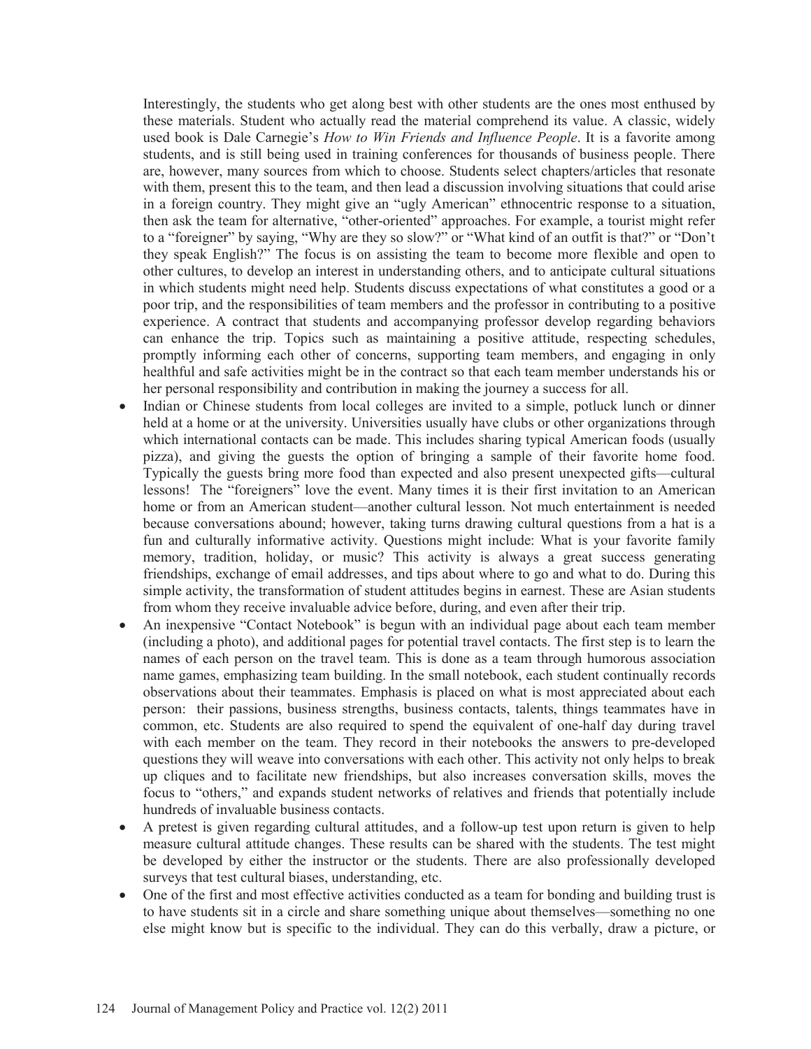Interestingly, the students who get along best with other students are the ones most enthused by these materials. Student who actually read the material comprehend its value. A classic, widely used book is Dale Carnegie's *How to Win Friends and Influence People*. It is a favorite among students, and is still being used in training conferences for thousands of business people. There are, however, many sources from which to choose. Students select chapters/articles that resonate with them, present this to the team, and then lead a discussion involving situations that could arise in a foreign country. They might give an "ugly American" ethnocentric response to a situation, then ask the team for alternative, "other-oriented" approaches. For example, a tourist might refer to a "foreigner" by saying, "Why are they so slow?" or "What kind of an outfit is that?" or "Don't they speak English?" The focus is on assisting the team to become more flexible and open to other cultures, to develop an interest in understanding others, and to anticipate cultural situations in which students might need help. Students discuss expectations of what constitutes a good or a poor trip, and the responsibilities of team members and the professor in contributing to a positive experience. A contract that students and accompanying professor develop regarding behaviors can enhance the trip. Topics such as maintaining a positive attitude, respecting schedules, promptly informing each other of concerns, supporting team members, and engaging in only healthful and safe activities might be in the contract so that each team member understands his or her personal responsibility and contribution in making the journey a success for all.

- Indian or Chinese students from local colleges are invited to a simple, potluck lunch or dinner held at a home or at the university. Universities usually have clubs or other organizations through which international contacts can be made. This includes sharing typical American foods (usually pizza), and giving the guests the option of bringing a sample of their favorite home food. Typically the guests bring more food than expected and also present unexpected gifts—cultural lessons! The "foreigners" love the event. Many times it is their first invitation to an American home or from an American student—another cultural lesson. Not much entertainment is needed because conversations abound; however, taking turns drawing cultural questions from a hat is a fun and culturally informative activity. Questions might include: What is your favorite family memory, tradition, holiday, or music? This activity is always a great success generating friendships, exchange of email addresses, and tips about where to go and what to do. During this simple activity, the transformation of student attitudes begins in earnest. These are Asian students from whom they receive invaluable advice before, during, and even after their trip.
- An inexpensive "Contact Notebook" is begun with an individual page about each team member (including a photo), and additional pages for potential travel contacts. The first step is to learn the names of each person on the travel team. This is done as a team through humorous association name games, emphasizing team building. In the small notebook, each student continually records observations about their teammates. Emphasis is placed on what is most appreciated about each person: their passions, business strengths, business contacts, talents, things teammates have in common, etc. Students are also required to spend the equivalent of one-half day during travel with each member on the team. They record in their notebooks the answers to pre-developed questions they will weave into conversations with each other. This activity not only helps to break up cliques and to facilitate new friendships, but also increases conversation skills, moves the focus to "others," and expands student networks of relatives and friends that potentially include hundreds of invaluable business contacts.
- A pretest is given regarding cultural attitudes, and a follow-up test upon return is given to help measure cultural attitude changes. These results can be shared with the students. The test might be developed by either the instructor or the students. There are also professionally developed surveys that test cultural biases, understanding, etc.
- One of the first and most effective activities conducted as a team for bonding and building trust is to have students sit in a circle and share something unique about themselves—something no one else might know but is specific to the individual. They can do this verbally, draw a picture, or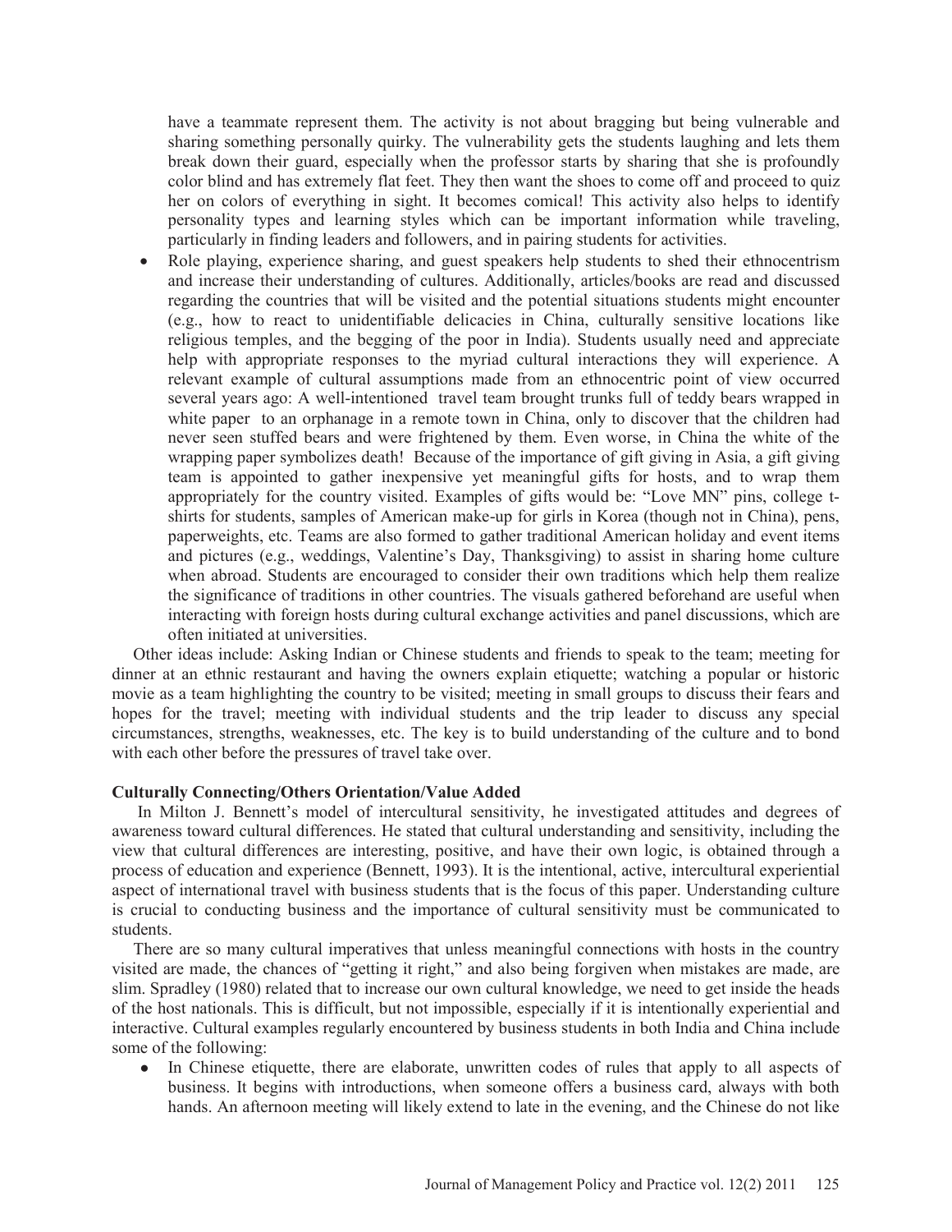have a teammate represent them. The activity is not about bragging but being vulnerable and sharing something personally quirky. The vulnerability gets the students laughing and lets them break down their guard, especially when the professor starts by sharing that she is profoundly color blind and has extremely flat feet. They then want the shoes to come off and proceed to quiz her on colors of everything in sight. It becomes comical! This activity also helps to identify personality types and learning styles which can be important information while traveling, particularly in finding leaders and followers, and in pairing students for activities.

- Role playing, experience sharing, and guest speakers help students to shed their ethnocentrism and increase their understanding of cultures. Additionally, articles/books are read and discussed regarding the countries that will be visited and the potential situations students might encounter (e.g., how to react to unidentifiable delicacies in China, culturally sensitive locations like religious temples, and the begging of the poor in India). Students usually need and appreciate help with appropriate responses to the myriad cultural interactions they will experience. A relevant example of cultural assumptions made from an ethnocentric point of view occurred several years ago: A well-intentioned travel team brought trunks full of teddy bears wrapped in white paper to an orphanage in a remote town in China, only to discover that the children had never seen stuffed bears and were frightened by them. Even worse, in China the white of the wrapping paper symbolizes death! Because of the importance of gift giving in Asia, a gift giving team is appointed to gather inexpensive yet meaningful gifts for hosts, and to wrap them appropriately for the country visited. Examples of gifts would be: "Love MN" pins, college t-shirts for students, samples of American make-up for girls in Korea (though not in China), pens, paperweights, etc. Teams are also formed to gather traditional American holiday and event items and pictures (e.g., weddings, Valentine's Day, Thanksgiving) to assist in sharing home culture when abroad. Students are encouraged to consider their own traditions which help them realize the significance of traditions in other countries. The visuals gathered beforehand are useful when interacting with foreign hosts during cultural exchange activities and panel discussions, which are often initiated at universities.

Other ideas include: Asking Indian or Chinese students and friends to speak to the team; meeting for dinner at an ethnic restaurant and having the owners explain etiquette; watching a popular or historic movie as a team highlighting the country to be visited; meeting in small groups to discuss their fears and hopes for the travel; meeting with individual students and the trip leader to discuss any special circumstances, strengths, weaknesses, etc. The key is to build understanding of the culture and to bond with each other before the pressures of travel take over.

**Culturally Connecting/Others Orientation/Value Added**

In Milton J. Bennett's model of intercultural sensitivity, he investigated attitudes and degrees of awareness toward cultural differences. He stated that cultural understanding and sensitivity, including the view that cultural differences are interesting, positive, and have their own logic, is obtained through a process of education and experience (Bennett, 1993). It is the intentional, active, intercultural experiential aspect of international travel with business students that is the focus of this paper. Understanding culture is crucial to conducting business and the importance of cultural sensitivity must be communicated to students.

There are so many cultural imperatives that unless meaningful connections with hosts in the country visited are made, the chances of "getting it right," and also being forgiven when mistakes are made, are slim. Spradley (1980) related that to increase our own cultural knowledge, we need to get inside the heads of the host nationals. This is difficult, but not impossible, especially if it is intentionally experiential and interactive. Cultural examples regularly encountered by business students in both India and China include some of the following:

- In Chinese etiquette, there are elaborate, unwritten codes of rules that apply to all aspects of business. It begins with introductions, when someone offers a business card, always with both hands. An afternoon meeting will likely extend to late in the evening, and the Chinese do not like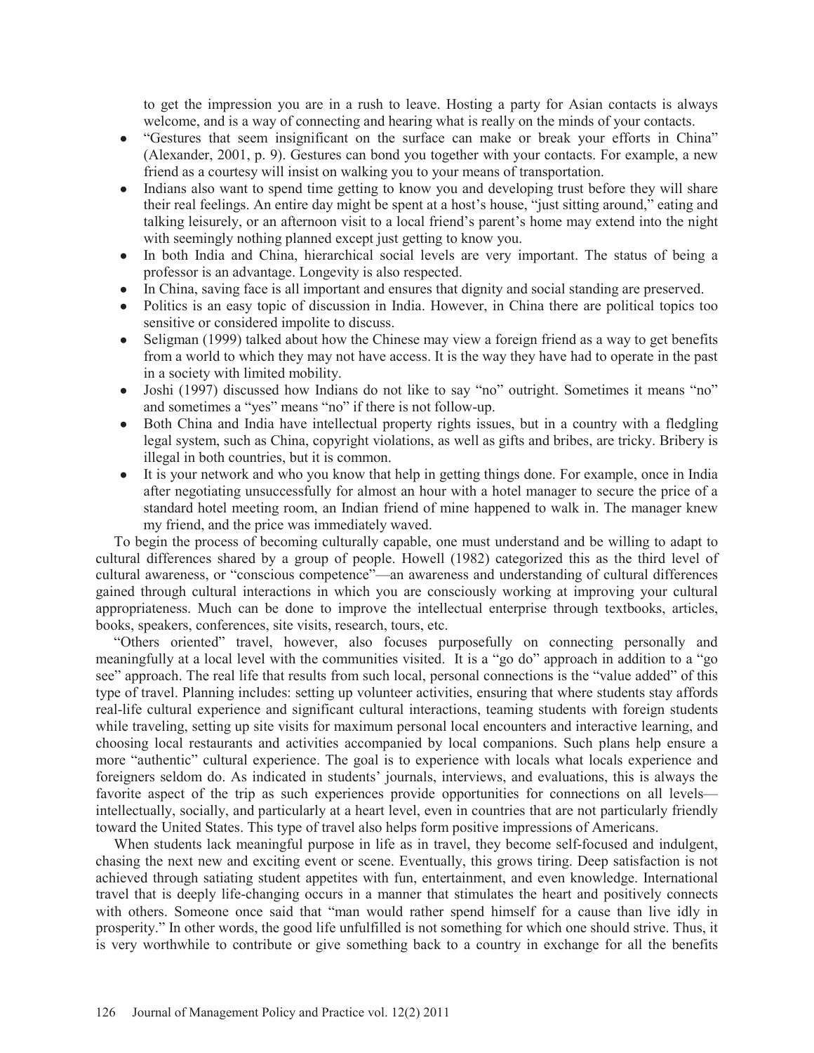to get the impression you are in a rush to leave. Hosting a party for Asian contacts is always welcome, and is a way of connecting and hearing what is really on the minds of your contacts.

- "Gestures that seem insignificant on the surface can make or break your efforts in China" (Alexander, 2001, p. 9). Gestures can bond you together with your contacts. For example, a new friend as a courtesy will insist on walking you to your means of transportation.
- Indians also want to spend time getting to know you and developing trust before they will share their real feelings. An entire day might be spent at a host's house, "just sitting around," eating and talking leisurely, or an afternoon visit to a local friend's parent's home may extend into the night with seemingly nothing planned except just getting to know you.
- In both India and China, hierarchical social levels are very important. The status of being a professor is an advantage. Longevity is also respected.
- In China, saving face is all important and ensures that dignity and social standing are preserved.
- Politics is an easy topic of discussion in India. However, in China there are political topics too sensitive or considered impolite to discuss.
- Seligman (1999) talked about how the Chinese may view a foreign friend as a way to get benefits from a world to which they may not have access. It is the way they have had to operate in the past in a society with limited mobility.
- Joshi (1997) discussed how Indians do not like to say "no" outright. Sometimes it means "no" and sometimes a "yes" means "no" if there is not follow-up.
- Both China and India have intellectual property rights issues, but in a country with a fledgling legal system, such as China, copyright violations, as well as gifts and bribes, are tricky. Bribery is illegal in both countries, but it is common.
- It is your network and who you know that help in getting things done. For example, once in India after negotiating unsuccessfully for almost an hour with a hotel manager to secure the price of a standard hotel meeting room, an Indian friend of mine happened to walk in. The manager knew my friend, and the price was immediately waved.

To begin the process of becoming culturally capable, one must understand and be willing to adapt to cultural differences shared by a group of people. Howell (1982) categorized this as the third level of cultural awareness, or "conscious competence"—an awareness and understanding of cultural differences gained through cultural interactions in which you are consciously working at improving your cultural appropriateness. Much can be done to improve the intellectual enterprise through textbooks, articles, books, speakers, conferences, site visits, research, tours, etc.

"Others oriented" travel, however, also focuses purposefully on connecting personally and meaningfully at a local level with the communities visited. It is a "go do" approach in addition to a "go see" approach. The real life that results from such local, personal connections is the "value added" of this type of travel. Planning includes: setting up volunteer activities, ensuring that where students stay affords real-life cultural experience and significant cultural interactions, teaming students with foreign students while traveling, setting up site visits for maximum personal local encounters and interactive learning, and choosing local restaurants and activities accompanied by local companions. Such plans help ensure a more "authentic" cultural experience. The goal is to experience with locals what locals experience and foreigners seldom do. As indicated in students' journals, interviews, and evaluations, this is always the favorite aspect of the trip as such experiences provide opportunities for connections on all levels—intellectually, socially, and particularly at a heart level, even in countries that are not particularly friendly toward the United States. This type of travel also helps form positive impressions of Americans.

When students lack meaningful purpose in life as in travel, they become self-focused and indulgent, chasing the next new and exciting event or scene. Eventually, this grows tiring. Deep satisfaction is not achieved through satiating student appetites with fun, entertainment, and even knowledge. International travel that is deeply life-changing occurs in a manner that stimulates the heart and positively connects with others. Someone once said that "man would rather spend himself for a cause than live idly in prosperity." In other words, the good life unfulfilled is not something for which one should strive. Thus, it is very worthwhile to contribute or give something back to a country in exchange for all the benefits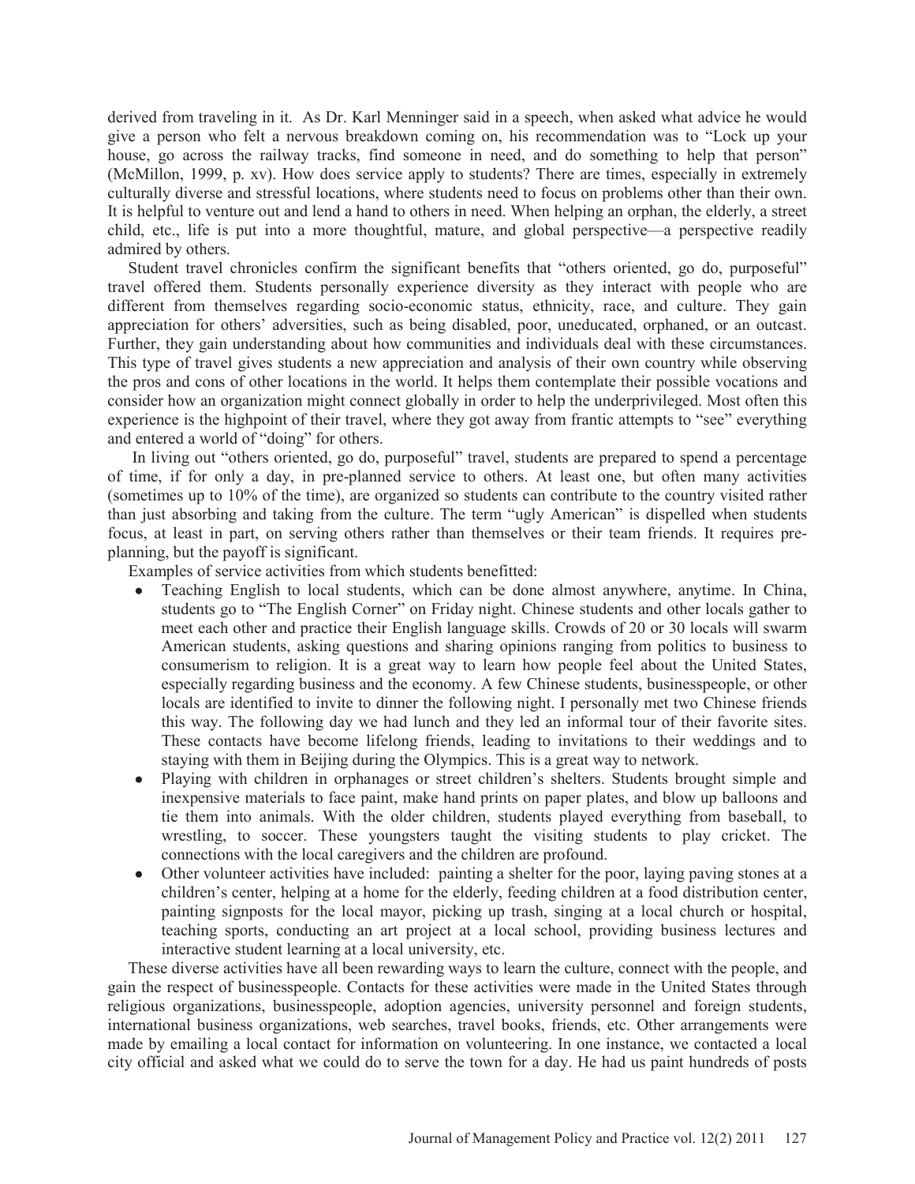derived from traveling in it. As Dr. Karl Menninger said in a speech, when asked what advice he would give a person who felt a nervous breakdown coming on, his recommendation was to "Lock up your house, go across the railway tracks, find someone in need, and do something to help that person" (McMillon, 1999, p. xv). How does service apply to students? There are times, especially in extremely culturally diverse and stressful locations, where students need to focus on problems other than their own. It is helpful to venture out and lend a hand to others in need. When helping an orphan, the elderly, a street child, etc., life is put into a more thoughtful, mature, and global perspective—a perspective readily admired by others.

Student travel chronicles confirm the significant benefits that "others oriented, go do, purposeful" travel offered them. Students personally experience diversity as they interact with people who are different from themselves regarding socio-economic status, ethnicity, race, and culture. They gain appreciation for others' adversities, such as being disabled, poor, uneducated, orphaned, or an outcast. Further, they gain understanding about how communities and individuals deal with these circumstances. This type of travel gives students a new appreciation and analysis of their own country while observing the pros and cons of other locations in the world. It helps them contemplate their possible vocations and consider how an organization might connect globally in order to help the underprivileged. Most often this experience is the highpoint of their travel, where they got away from frantic attempts to "see" everything and entered a world of "doing" for others.

In living out "others oriented, go do, purposeful" travel, students are prepared to spend a percentage of time, if for only a day, in pre-planned service to others. At least one, but often many activities (sometimes up to 10% of the time), are organized so students can contribute to the country visited rather than just absorbing and taking from the culture. The term "ugly American" is dispelled when students focus, at least in part, on serving others rather than themselves or their team friends. It requires pre-planning, but the payoff is significant.

Examples of service activities from which students benefitted:

- Teaching English to local students, which can be done almost anywhere, anytime. In China, students go to "The English Corner" on Friday night. Chinese students and other locals gather to meet each other and practice their English language skills. Crowds of 20 or 30 locals will swarm American students, asking questions and sharing opinions ranging from politics to business to consumerism to religion. It is a great way to learn how people feel about the United States, especially regarding business and the economy. A few Chinese students, businesspeople, or other locals are identified to invite to dinner the following night. I personally met two Chinese friends this way. The following day we had lunch and they led an informal tour of their favorite sites. These contacts have become lifelong friends, leading to invitations to their weddings and to staying with them in Beijing during the Olympics. This is a great way to network.
- Playing with children in orphanages or street children's shelters. Students brought simple and inexpensive materials to face paint, make hand prints on paper plates, and blow up balloons and tie them into animals. With the older children, students played everything from baseball, to wrestling, to soccer. These youngsters taught the visiting students to play cricket. The connections with the local caregivers and the children are profound.
- Other volunteer activities have included: painting a shelter for the poor, laying paving stones at a children's center, helping at a home for the elderly, feeding children at a food distribution center, painting signposts for the local mayor, picking up trash, singing at a local church or hospital, teaching sports, conducting an art project at a local school, providing business lectures and interactive student learning at a local university, etc.

These diverse activities have all been rewarding ways to learn the culture, connect with the people, and gain the respect of businesspeople. Contacts for these activities were made in the United States through religious organizations, businesspeople, adoption agencies, university personnel and foreign students, international business organizations, web searches, travel books, friends, etc. Other arrangements were made by emailing a local contact for information on volunteering. In one instance, we contacted a local city official and asked what we could do to serve the town for a day. He had us paint hundreds of posts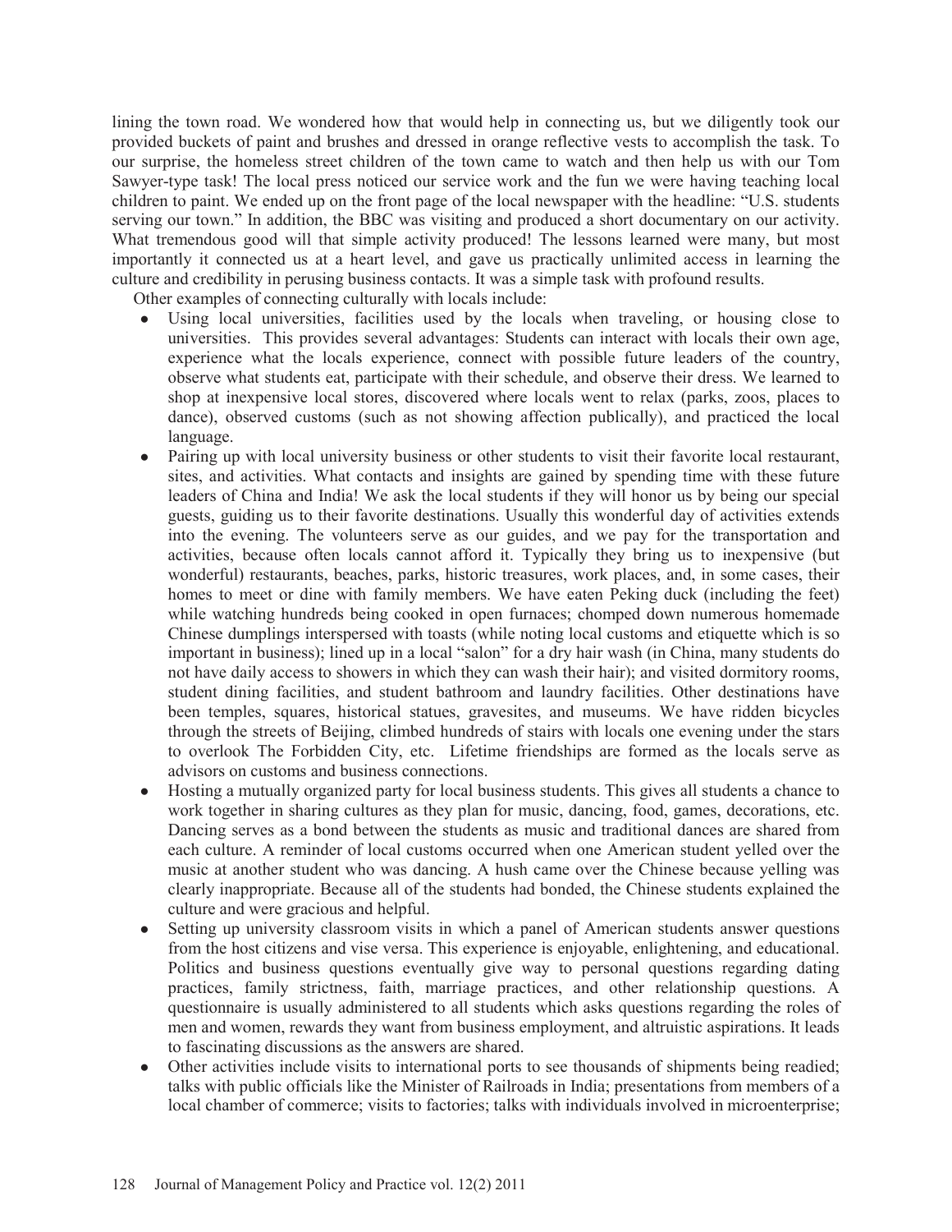lining the town road. We wondered how that would help in connecting us, but we diligently took our provided buckets of paint and brushes and dressed in orange reflective vests to accomplish the task. To our surprise, the homeless street children of the town came to watch and then help us with our Tom Sawyer-type task! The local press noticed our service work and the fun we were having teaching local children to paint. We ended up on the front page of the local newspaper with the headline: "U.S. students serving our town." In addition, the BBC was visiting and produced a short documentary on our activity. What tremendous good will that simple activity produced! The lessons learned were many, but most importantly it connected us at a heart level, and gave us practically unlimited access in learning the culture and credibility in perusing business contacts. It was a simple task with profound results.

Other examples of connecting culturally with locals include:

- Using local universities, facilities used by the locals when traveling, or housing close to universities. This provides several advantages: Students can interact with locals their own age, experience what the locals experience, connect with possible future leaders of the country, observe what students eat, participate with their schedule, and observe their dress. We learned to shop at inexpensive local stores, discovered where locals went to relax (parks, zoos, places to dance), observed customs (such as not showing affection publically), and practiced the local language.
- Pairing up with local university business or other students to visit their favorite local restaurant, sites, and activities. What contacts and insights are gained by spending time with these future leaders of China and India! We ask the local students if they will honor us by being our special guests, guiding us to their favorite destinations. Usually this wonderful day of activities extends into the evening. The volunteers serve as our guides, and we pay for the transportation and activities, because often locals cannot afford it. Typically they bring us to inexpensive (but wonderful) restaurants, beaches, parks, historic treasures, work places, and, in some cases, their homes to meet or dine with family members. We have eaten Peking duck (including the feet) while watching hundreds being cooked in open furnaces; chomped down numerous homemade Chinese dumplings interspersed with toasts (while noting local customs and etiquette which is so important in business); lined up in a local "salon" for a dry hair wash (in China, many students do not have daily access to showers in which they can wash their hair); and visited dormitory rooms, student dining facilities, and student bathroom and laundry facilities. Other destinations have been temples, squares, historical statues, gravesites, and museums. We have ridden bicycles through the streets of Beijing, climbed hundreds of stairs with locals one evening under the stars to overlook The Forbidden City, etc. Lifetime friendships are formed as the locals serve as advisors on customs and business connections.
- Hosting a mutually organized party for local business students. This gives all students a chance to work together in sharing cultures as they plan for music, dancing, food, games, decorations, etc. Dancing serves as a bond between the students as music and traditional dances are shared from each culture. A reminder of local customs occurred when one American student yelled over the music at another student who was dancing. A hush came over the Chinese because yelling was clearly inappropriate. Because all of the students had bonded, the Chinese students explained the culture and were gracious and helpful.
- Setting up university classroom visits in which a panel of American students answer questions from the host citizens and vise versa. This experience is enjoyable, enlightening, and educational. Politics and business questions eventually give way to personal questions regarding dating practices, family strictness, faith, marriage practices, and other relationship questions. A questionnaire is usually administered to all students which asks questions regarding the roles of men and women, rewards they want from business employment, and altruistic aspirations. It leads to fascinating discussions as the answers are shared.
- Other activities include visits to international ports to see thousands of shipments being readied; talks with public officials like the Minister of Railroads in India; presentations from members of a local chamber of commerce; visits to factories; talks with individuals involved in microenterprise;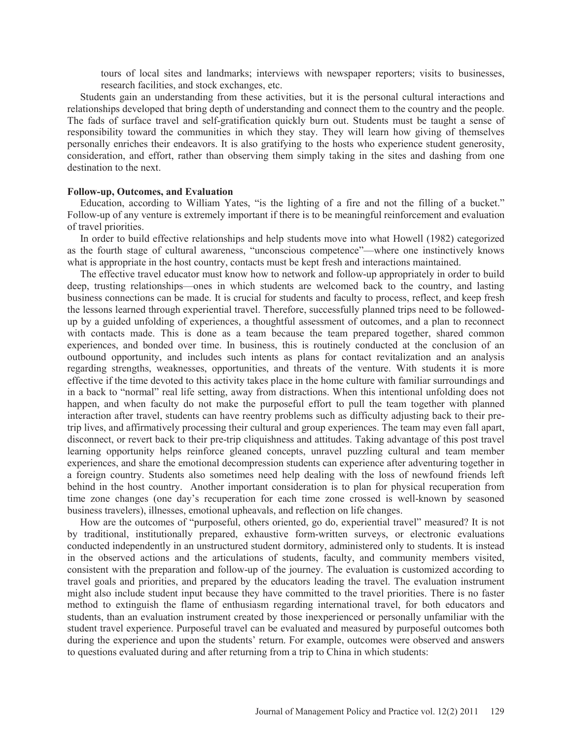tours of local sites and landmarks; interviews with newspaper reporters; visits to businesses, research facilities, and stock exchanges, etc.

Students gain an understanding from these activities, but it is the personal cultural interactions and relationships developed that bring depth of understanding and connect them to the country and the people. The fads of surface travel and self-gratification quickly burn out. Students must be taught a sense of responsibility toward the communities in which they stay. They will learn how giving of themselves personally enriches their endeavors. It is also gratifying to the hosts who experience student generosity, consideration, and effort, rather than observing them simply taking in the sites and dashing from one destination to the next.

**Follow-up, Outcomes, and Evaluation**

Education, according to William Yates, "is the lighting of a fire and not the filling of a bucket." Follow-up of any venture is extremely important if there is to be meaningful reinforcement and evaluation of travel priorities.

In order to build effective relationships and help students move into what Howell (1982) categorized as the fourth stage of cultural awareness, "unconscious competence"—where one instinctively knows what is appropriate in the host country, contacts must be kept fresh and interactions maintained.

The effective travel educator must know how to network and follow-up appropriately in order to build deep, trusting relationships—ones in which students are welcomed back to the country, and lasting business connections can be made. It is crucial for students and faculty to process, reflect, and keep fresh the lessons learned through experiential travel. Therefore, successfully planned trips need to be followed-up by a guided unfolding of experiences, a thoughtful assessment of outcomes, and a plan to reconnect with contacts made. This is done as a team because the team prepared together, shared common experiences, and bonded over time. In business, this is routinely conducted at the conclusion of an outbound opportunity, and includes such intents as plans for contact revitalization and an analysis regarding strengths, weaknesses, opportunities, and threats of the venture. With students it is more effective if the time devoted to this activity takes place in the home culture with familiar surroundings and in a back to "normal" real life setting, away from distractions. When this intentional unfolding does not happen, and when faculty do not make the purposeful effort to pull the team together with planned interaction after travel, students can have reentry problems such as difficulty adjusting back to their pre-trip lives, and affirmatively processing their cultural and group experiences. The team may even fall apart, disconnect, or revert back to their pre-trip cliquishness and attitudes. Taking advantage of this post travel learning opportunity helps reinforce gleaned concepts, unravel puzzling cultural and team member experiences, and share the emotional decompression students can experience after adventuring together in a foreign country. Students also sometimes need help dealing with the loss of newfound friends left behind in the host country. Another important consideration is to plan for physical recuperation from time zone changes (one day's recuperation for each time zone crossed is well-known by seasoned business travelers), illnesses, emotional upheavals, and reflection on life changes.

How are the outcomes of "purposeful, others oriented, go do, experiential travel" measured? It is not by traditional, institutionally prepared, exhaustive form-written surveys, or electronic evaluations conducted independently in an unstructured student dormitory, administered only to students. It is instead in the observed actions and the articulations of students, faculty, and community members visited, consistent with the preparation and follow-up of the journey. The evaluation is customized according to travel goals and priorities, and prepared by the educators leading the travel. The evaluation instrument might also include student input because they have committed to the travel priorities. There is no faster method to extinguish the flame of enthusiasm regarding international travel, for both educators and students, than an evaluation instrument created by those inexperienced or personally unfamiliar with the student travel experience. Purposeful travel can be evaluated and measured by purposeful outcomes both during the experience and upon the students' return. For example, outcomes were observed and answers to questions evaluated during and after returning from a trip to China in which students: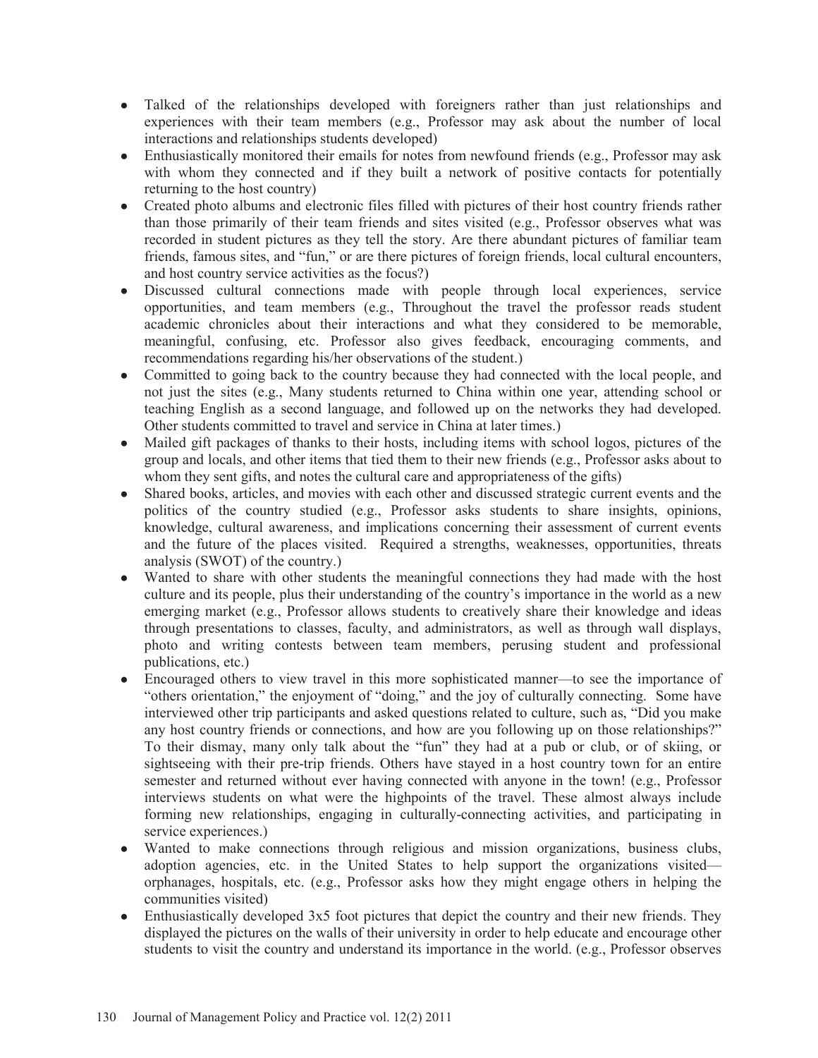- Talked of the relationships developed with foreigners rather than just relationships and experiences with their team members (e.g., Professor may ask about the number of local interactions and relationships students developed)
- Enthusiastically monitored their emails for notes from newfound friends (e.g., Professor may ask with whom they connected and if they built a network of positive contacts for potentially returning to the host country)
- Created photo albums and electronic files filled with pictures of their host country friends rather than those primarily of their team friends and sites visited (e.g., Professor observes what was recorded in student pictures as they tell the story. Are there abundant pictures of familiar team friends, famous sites, and "fun," or are there pictures of foreign friends, local cultural encounters, and host country service activities as the focus?)
- Discussed cultural connections made with people through local experiences, service opportunities, and team members (e.g., Throughout the travel the professor reads student academic chronicles about their interactions and what they considered to be memorable, meaningful, confusing, etc. Professor also gives feedback, encouraging comments, and recommendations regarding his/her observations of the student.)
- Committed to going back to the country because they had connected with the local people, and not just the sites (e.g., Many students returned to China within one year, attending school or teaching English as a second language, and followed up on the networks they had developed. Other students committed to travel and service in China at later times.)
- Mailed gift packages of thanks to their hosts, including items with school logos, pictures of the group and locals, and other items that tied them to their new friends (e.g., Professor asks about to whom they sent gifts, and notes the cultural care and appropriateness of the gifts)
- Shared books, articles, and movies with each other and discussed strategic current events and the politics of the country studied (e.g., Professor asks students to share insights, opinions, knowledge, cultural awareness, and implications concerning their assessment of current events and the future of the places visited. Required a strengths, weaknesses, opportunities, threats analysis (SWOT) of the country.)
- Wanted to share with other students the meaningful connections they had made with the host culture and its people, plus their understanding of the country's importance in the world as a new emerging market (e.g., Professor allows students to creatively share their knowledge and ideas through presentations to classes, faculty, and administrators, as well as through wall displays, photo and writing contests between team members, perusing student and professional publications, etc.)
- Encouraged others to view travel in this more sophisticated manner—to see the importance of "others orientation," the enjoyment of "doing," and the joy of culturally connecting. Some have interviewed other trip participants and asked questions related to culture, such as, "Did you make any host country friends or connections, and how are you following up on those relationships?" To their dismay, many only talk about the "fun" they had at a pub or club, or of skiing, or sightseeing with their pre-trip friends. Others have stayed in a host country town for an entire semester and returned without ever having connected with anyone in the town! (e.g., Professor interviews students on what were the highpoints of the travel. These almost always include forming new relationships, engaging in culturally-connecting activities, and participating in service experiences.)
- Wanted to make connections through religious and mission organizations, business clubs, adoption agencies, etc. in the United States to help support the organizations visited—orphanages, hospitals, etc. (e.g., Professor asks how they might engage others in helping the communities visited)
- Enthusiastically developed 3x5 foot pictures that depict the country and their new friends. They displayed the pictures on the walls of their university in order to help educate and encourage other students to visit the country and understand its importance in the world. (e.g., Professor observes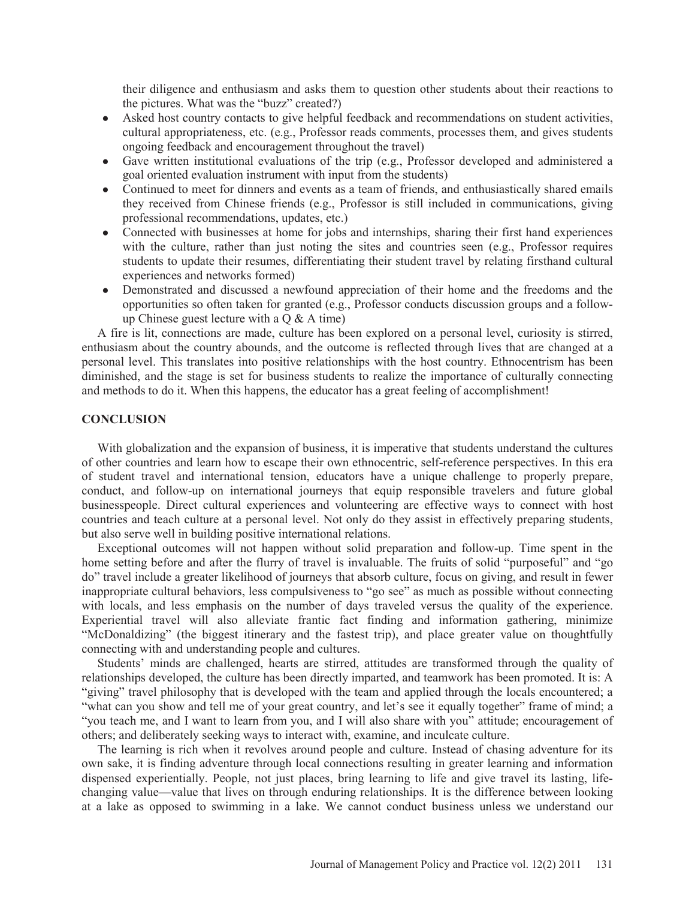their diligence and enthusiasm and asks them to question other students about their reactions to the pictures. What was the "buzz" created?)

- Asked host country contacts to give helpful feedback and recommendations on student activities, cultural appropriateness, etc. (e.g., Professor reads comments, processes them, and gives students ongoing feedback and encouragement throughout the travel)
- Gave written institutional evaluations of the trip (e.g., Professor developed and administered a goal oriented evaluation instrument with input from the students)
- Continued to meet for dinners and events as a team of friends, and enthusiastically shared emails they received from Chinese friends (e.g., Professor is still included in communications, giving professional recommendations, updates, etc.)
- Connected with businesses at home for jobs and internships, sharing their first hand experiences with the culture, rather than just noting the sites and countries seen (e.g., Professor requires students to update their resumes, differentiating their student travel by relating firsthand cultural experiences and networks formed)
- Demonstrated and discussed a newfound appreciation of their home and the freedoms and the opportunities so often taken for granted (e.g., Professor conducts discussion groups and a follow-up Chinese guest lecture with a Q & A time)

A fire is lit, connections are made, culture has been explored on a personal level, curiosity is stirred, enthusiasm about the country abounds, and the outcome is reflected through lives that are changed at a personal level. This translates into positive relationships with the host country. Ethnocentrism has been diminished, and the stage is set for business students to realize the importance of culturally connecting and methods to do it. When this happens, the educator has a great feeling of accomplishment!

## CONCLUSION

With globalization and the expansion of business, it is imperative that students understand the cultures of other countries and learn how to escape their own ethnocentric, self-reference perspectives. In this era of student travel and international tension, educators have a unique challenge to properly prepare, conduct, and follow-up on international journeys that equip responsible travelers and future global businesspeople. Direct cultural experiences and volunteering are effective ways to connect with host countries and teach culture at a personal level. Not only do they assist in effectively preparing students, but also serve well in building positive international relations.

Exceptional outcomes will not happen without solid preparation and follow-up. Time spent in the home setting before and after the flurry of travel is invaluable. The fruits of solid "purposeful" and "go do" travel include a greater likelihood of journeys that absorb culture, focus on giving, and result in fewer inappropriate cultural behaviors, less compulsiveness to "go see" as much as possible without connecting with locals, and less emphasis on the number of days traveled versus the quality of the experience. Experiential travel will also alleviate frantic fact finding and information gathering, minimize "McDonaldizing" (the biggest itinerary and the fastest trip), and place greater value on thoughtfully connecting with and understanding people and cultures.

Students' minds are challenged, hearts are stirred, attitudes are transformed through the quality of relationships developed, the culture has been directly imparted, and teamwork has been promoted. It is: A "giving" travel philosophy that is developed with the team and applied through the locals encountered; a "what can you show and tell me of your great country, and let's see it equally together" frame of mind; a "you teach me, and I want to learn from you, and I will also share with you" attitude; encouragement of others; and deliberately seeking ways to interact with, examine, and inculcate culture.

The learning is rich when it revolves around people and culture. Instead of chasing adventure for its own sake, it is finding adventure through local connections resulting in greater learning and information dispensed experientially. People, not just places, bring learning to life and give travel its lasting, life-changing value—value that lives on through enduring relationships. It is the difference between looking at a lake as opposed to swimming in a lake. We cannot conduct business unless we understand our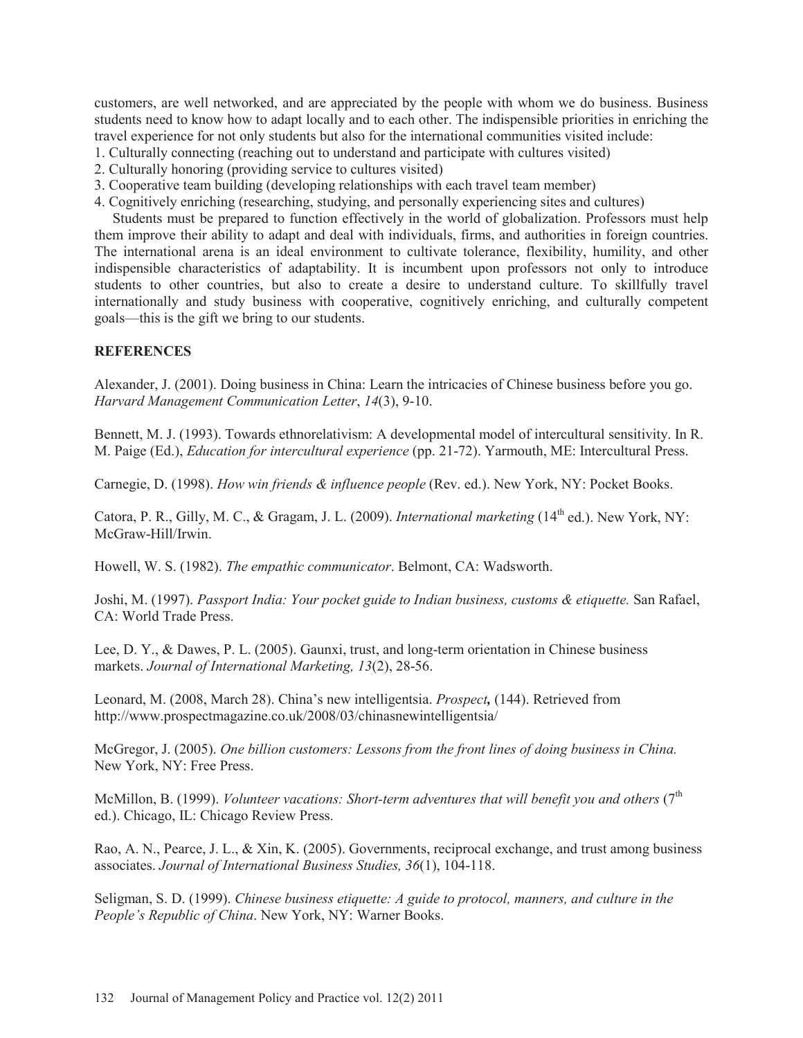customers, are well networked, and are appreciated by the people with whom we do business. Business students need to know how to adapt locally and to each other. The indispensible priorities in enriching the travel experience for not only students but also for the international communities visited include:

1. Culturally connecting (reaching out to understand and participate with cultures visited)
2. Culturally honoring (providing service to cultures visited)
3. Cooperative team building (developing relationships with each travel team member)
4. Cognitively enriching (researching, studying, and personally experiencing sites and cultures)

Students must be prepared to function effectively in the world of globalization. Professors must help them improve their ability to adapt and deal with individuals, firms, and authorities in foreign countries. The international arena is an ideal environment to cultivate tolerance, flexibility, humility, and other indispensible characteristics of adaptability. It is incumbent upon professors not only to introduce students to other countries, but also to create a desire to understand culture. To skillfully travel internationally and study business with cooperative, cognitively enriching, and culturally competent goals—this is the gift we bring to our students.

## REFERENCES

Alexander, J. (2001). Doing business in China: Learn the intricacies of Chinese business before you go. *Harvard Management Communication Letter*, *14*(3), 9-10.

Bennett, M. J. (1993). Towards ethnorelativism: A developmental model of intercultural sensitivity. In R. M. Paige (Ed.), *Education for intercultural experience* (pp. 21-72). Yarmouth, ME: Intercultural Press.

Carnegie, D. (1998). *How win friends & influence people* (Rev. ed.). New York, NY: Pocket Books.

Catora, P. R., Gilly, M. C., & Gragam, J. L. (2009). *International marketing* (14th ed.). New York, NY: McGraw-Hill/Irwin.

Howell, W. S. (1982). *The empathic communicator*. Belmont, CA: Wadsworth.

Joshi, M. (1997). *Passport India: Your pocket guide to Indian business, customs & etiquette.* San Rafael, CA: World Trade Press.

Lee, D. Y., & Dawes, P. L. (2005). Gaunxi, trust, and long-term orientation in Chinese business markets. *Journal of International Marketing, 13*(2), 28-56.

Leonard, M. (2008, March 28). China's new intelligentsia. ***Prospect*,** (144). Retrieved from http://www.prospectmagazine.co.uk/2008/03/chinasnewintelligentsia/

McGregor, J. (2005). *One billion customers: Lessons from the front lines of doing business in China.* New York, NY: Free Press.

McMillon, B. (1999). *Volunteer vacations: Short-term adventures that will benefit you and others* (7th ed.). Chicago, IL: Chicago Review Press.

Rao, A. N., Pearce, J. L., & Xin, K. (2005). Governments, reciprocal exchange, and trust among business associates. *Journal of International Business Studies, 36*(1), 104-118.

Seligman, S. D. (1999). *Chinese business etiquette: A guide to protocol, manners, and culture in the People's Republic of China*. New York, NY: Warner Books.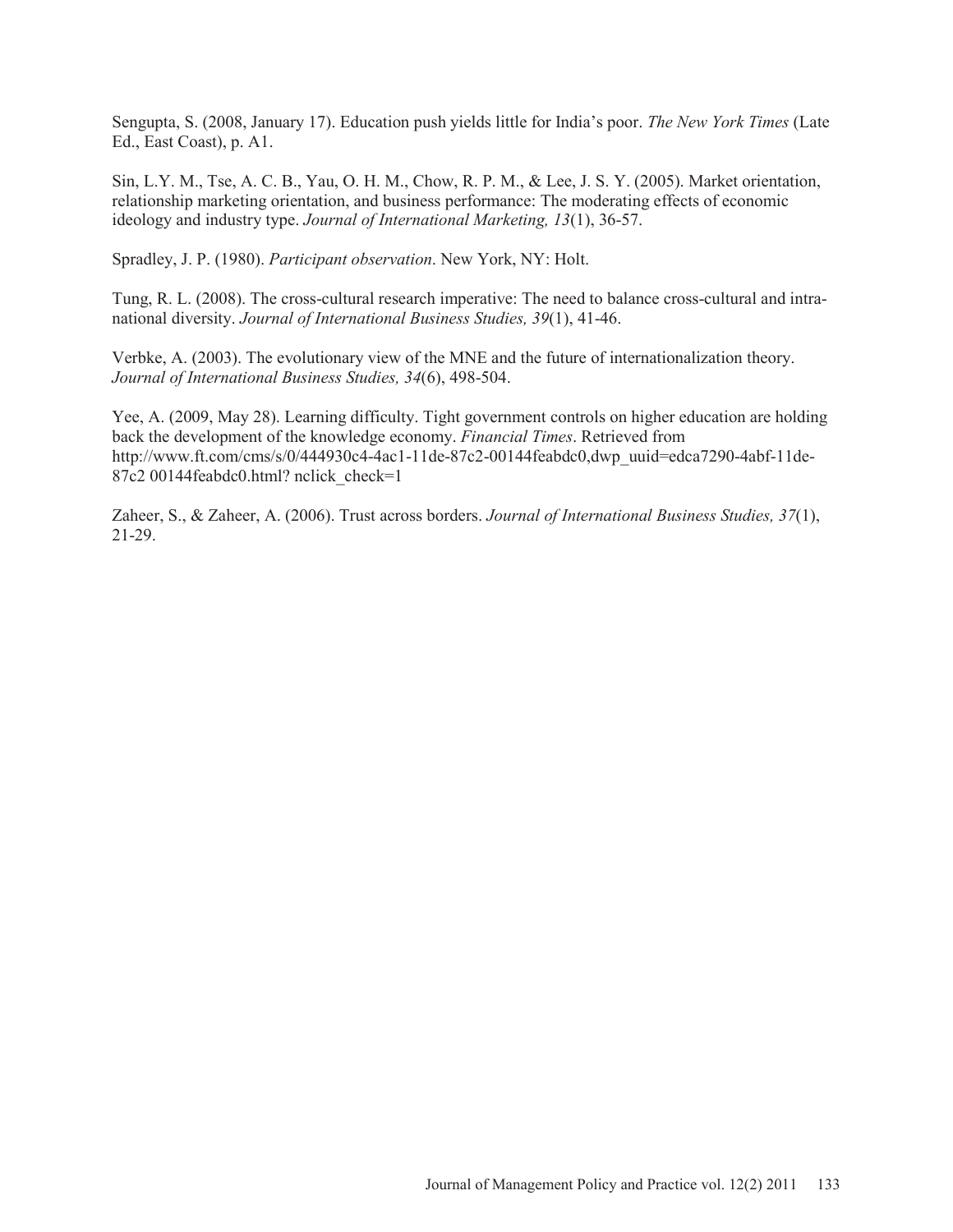Sengupta, S. (2008, January 17). Education push yields little for India's poor. *The New York Times* (Late Ed., East Coast), p. A1.

Sin, L.Y. M., Tse, A. C. B., Yau, O. H. M., Chow, R. P. M., & Lee, J. S. Y. (2005). Market orientation, relationship marketing orientation, and business performance: The moderating effects of economic ideology and industry type. *Journal of International Marketing, 13*(1), 36-57.

Spradley, J. P. (1980). *Participant observation*. New York, NY: Holt.

Tung, R. L. (2008). The cross-cultural research imperative: The need to balance cross-cultural and intra-national diversity. *Journal of International Business Studies, 39*(1), 41-46.

Verbke, A. (2003). The evolutionary view of the MNE and the future of internationalization theory. *Journal of International Business Studies, 34*(6), 498-504.

Yee, A. (2009, May 28). Learning difficulty. Tight government controls on higher education are holding back the development of the knowledge economy. *Financial Times*. Retrieved from http://www.ft.com/cms/s/0/444930c4-4ac1-11de-87c2-00144feabdc0,dwp_uuid=edca7290-4abf-11de-87c2 00144feabdc0.html? nclick_check=1

Zaheer, S., & Zaheer, A. (2006). Trust across borders. *Journal of International Business Studies, 37*(1), 21-29.